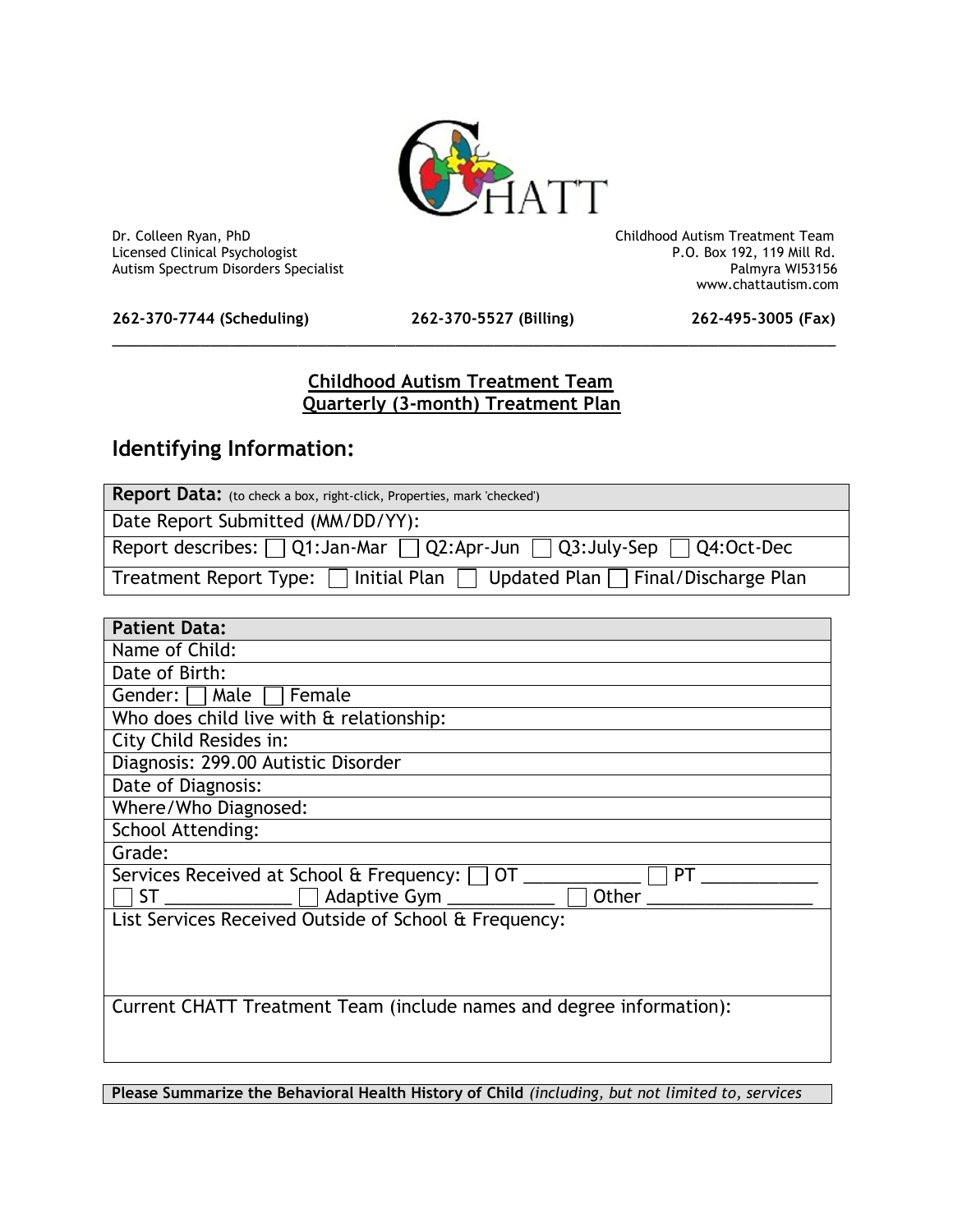Dr. Colleen Ryan, PhD
Licensed Clinical Psychologist
Autism Spectrum Disorders Specialist

Childhood Autism Treatment Team
P.O. Box 192, 119 Mill Rd.
Palmyra WI53156
www.chattautism.com

**262-370-7744 (Scheduling)** **262-370-5527 (Billing)** **262-495-3005 (Fax)**

---

## Childhood Autism Treatment Team
## Quarterly (3-month) Treatment Plan

## Identifying Information:

| **Report Data:** (to check a box, right-click, Properties, mark 'checked') |
|---|
| Date Report Submitted (MM/DD/YY): |
| Report describes: ☐ Q1:Jan-Mar ☐ Q2:Apr-Jun ☐ Q3:July-Sep ☐ Q4:Oct-Dec |
| Treatment Report Type: ☐ Initial Plan ☐ Updated Plan ☐ Final/Discharge Plan |

| **Patient Data:** |
|---|
| Name of Child: |
| Date of Birth: |
| Gender: ☐ Male ☐ Female |
| Who does child live with & relationship: |
| City Child Resides in: |
| Diagnosis: 299.00 Autistic Disorder |
| Date of Diagnosis: |
| Where/Who Diagnosed: |
| School Attending: |
| Grade: |
| Services Received at School & Frequency: ☐ OT ____________ ☐ PT ____________ ☐ ST _____________ ☐ Adaptive Gym ___________ ☐ Other _________________ |
| List Services Received Outside of School & Frequency: |
| Current CHATT Treatment Team (include names and degree information): |

**Please Summarize the Behavioral Health History of Child** *(including, but not limited to, services*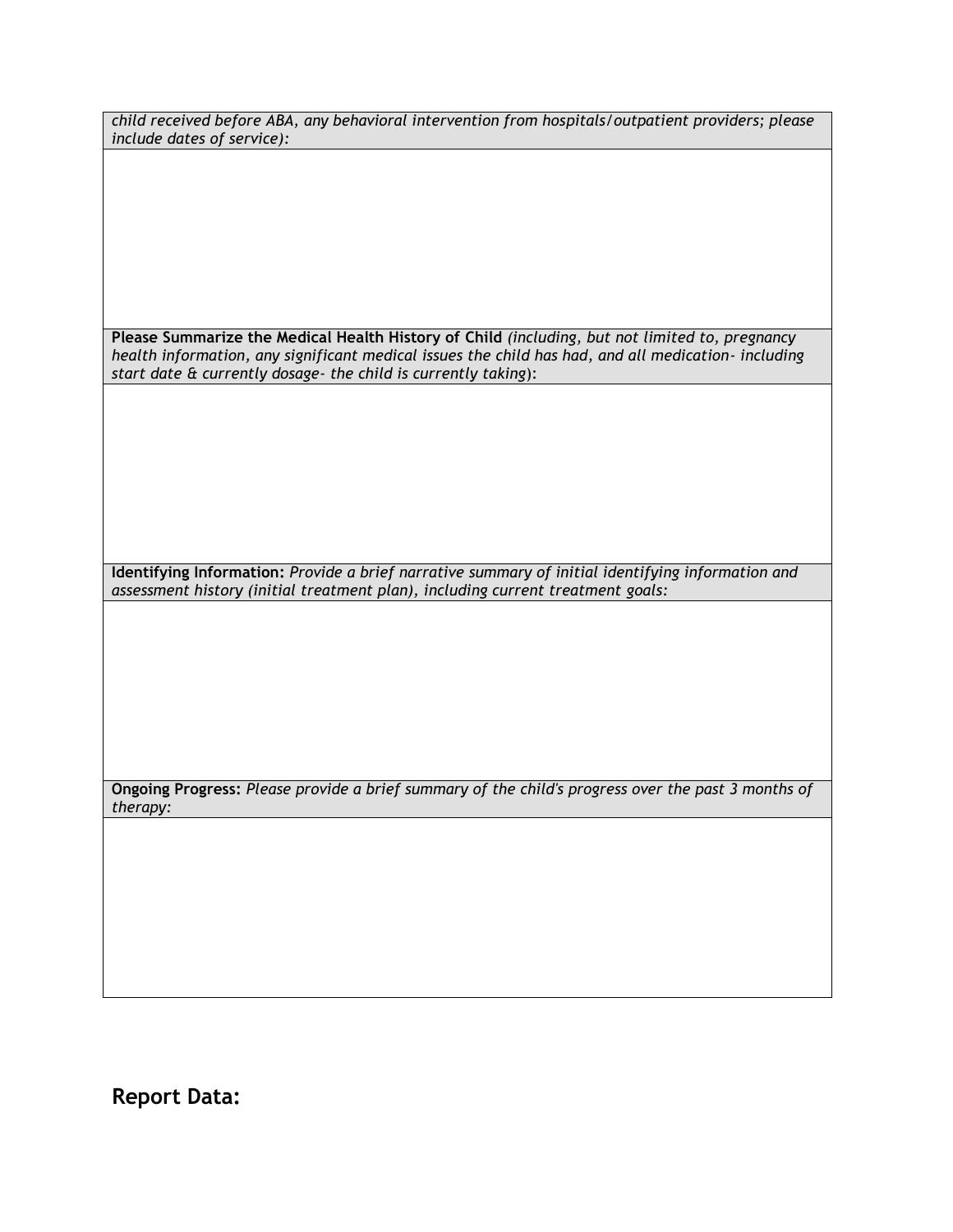| *child received before ABA, any behavioral intervention from hospitals/outpatient providers; please include dates of service):* |
| --- |
| |
| **Please Summarize the Medical Health History of Child** *(including, but not limited to, pregnancy health information, any significant medical issues the child has had, and all medication- including start date & currently dosage- the child is currently taking*): |
| |
| **Identifying Information:** *Provide a brief narrative summary of initial identifying information and assessment history (initial treatment plan), including current treatment goals:* |
| |
| **Ongoing Progress:** *Please provide a brief summary of the child's progress over the past 3 months of therapy:* |
| |

## Report Data: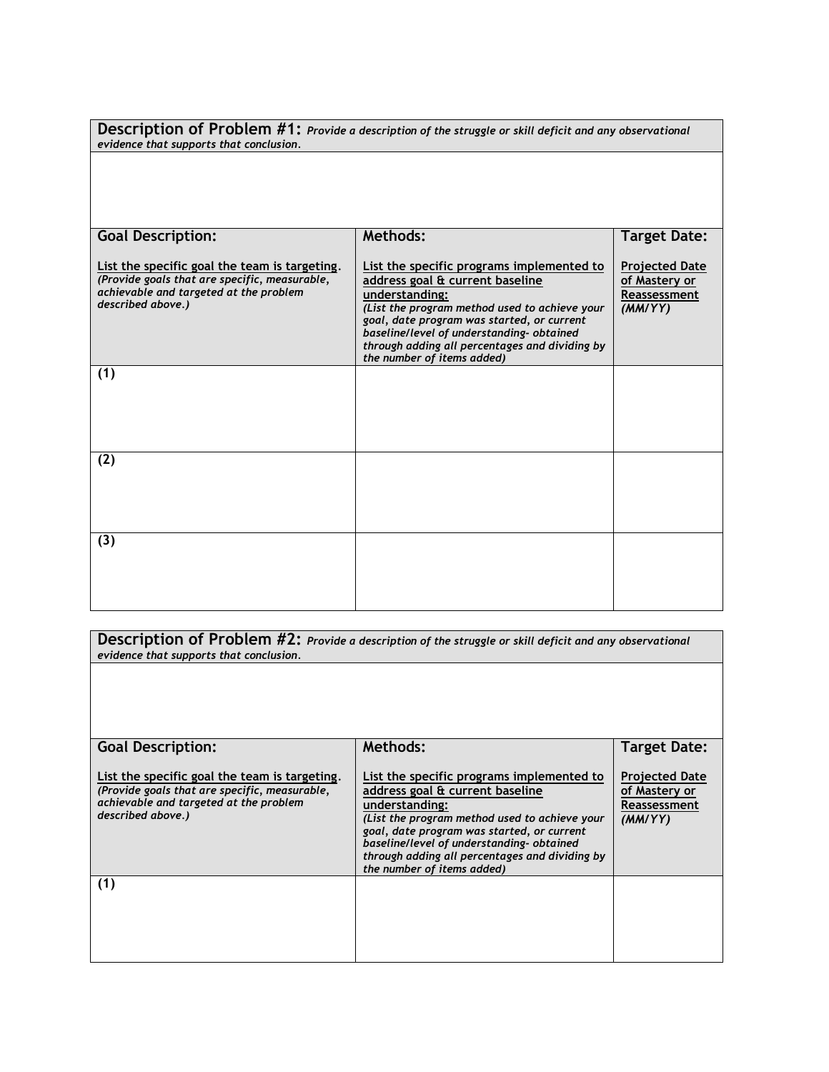| **Description of Problem #1:** *Provide a description of the struggle or skill deficit and any observational evidence that supports that conclusion.* | | |
|---|---|---|
| | | |
| **Goal Description:**<br><br>**List the specific goal the team is targeting.** *(Provide goals that are specific, measurable, achievable and targeted at the problem described above.)* | **Methods:**<br><br>**List the specific programs implemented to address goal & current baseline understanding:** *(List the program method used to achieve your goal, date program was started, or current baseline/level of understanding- obtained through adding all percentages and dividing by the number of items added)* | **Target Date:**<br><br>**Projected Date of Mastery or Reassessment** *(MM/YY)* |
| **(1)** | | |
| **(2)** | | |
| **(3)** | | |

| **Description of Problem #2:** *Provide a description of the struggle or skill deficit and any observational evidence that supports that conclusion.* | | |
|---|---|---|
| | | |
| **Goal Description:**<br><br>**List the specific goal the team is targeting.** *(Provide goals that are specific, measurable, achievable and targeted at the problem described above.)* | **Methods:**<br><br>**List the specific programs implemented to address goal & current baseline understanding:** *(List the program method used to achieve your goal, date program was started, or current baseline/level of understanding- obtained through adding all percentages and dividing by the number of items added)* | **Target Date:**<br><br>**Projected Date of Mastery or Reassessment** *(MM/YY)* |
| **(1)** | | |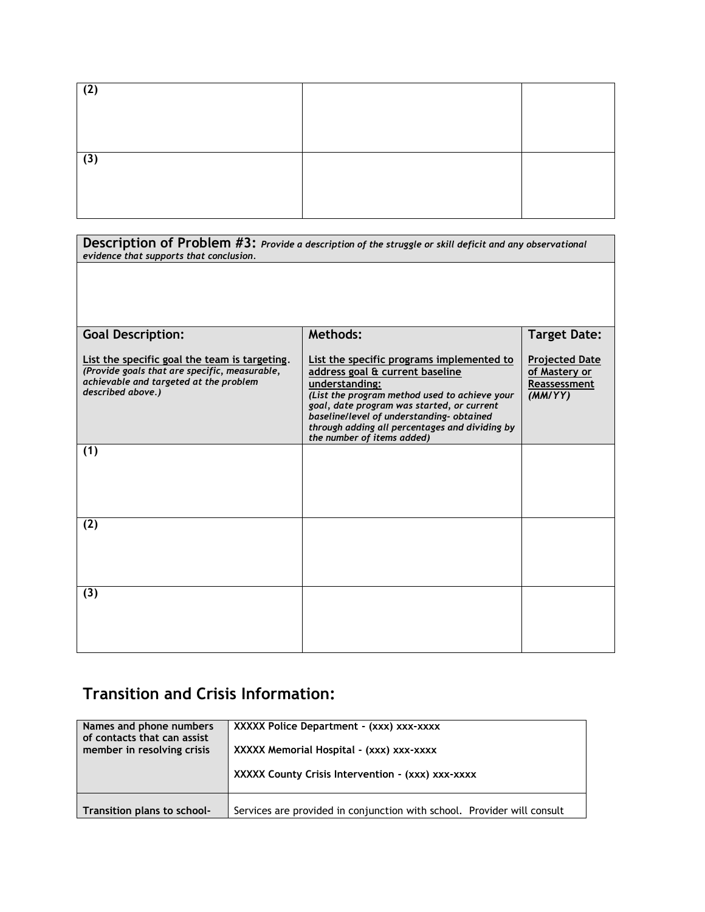| (2) | | |
|---|---|---|
| (3) | | |

| **Description of Problem #3:** *Provide a description of the struggle or skill deficit and any observational evidence that supports that conclusion.* | | |
|---|---|---|
| | | |
| **Goal Description:**<br><br>List the specific goal the team is targeting. *(Provide goals that are specific, measurable, achievable and targeted at the problem described above.)* | **Methods:**<br><br>List the specific programs implemented to address goal & current baseline understanding: *(List the program method used to achieve your goal, date program was started, or current baseline/level of understanding- obtained through adding all percentages and dividing by the number of items added)* | **Target Date:**<br><br>Projected Date of Mastery or Reassessment *(MM/YY)* |
| (1) | | |
| (2) | | |
| (3) | | |

## Transition and Crisis Information:

| Names and phone numbers of contacts that can assist member in resolving crisis | XXXXX Police Department - (xxx) xxx-xxxx<br><br>XXXXX Memorial Hospital - (xxx) xxx-xxxx<br><br>XXXXX County Crisis Intervention - (xxx) xxx-xxxx |
|---|---|
| Transition plans to school- | Services are provided in conjunction with school. Provider will consult |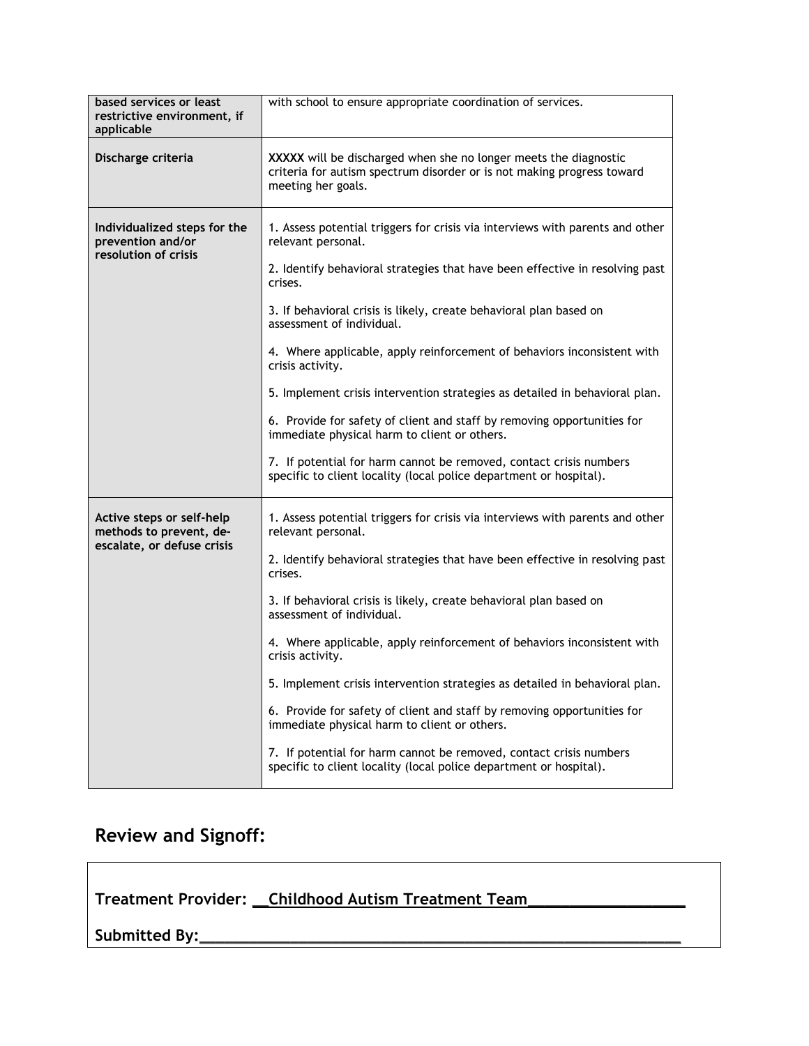| | |
|---|---|
| **based services or least restrictive environment, if applicable** | with school to ensure appropriate coordination of services. |
| **Discharge criteria** | **XXXXX** will be discharged when she no longer meets the diagnostic criteria for autism spectrum disorder or is not making progress toward meeting her goals. |
| **Individualized steps for the prevention and/or resolution of crisis** | 1. Assess potential triggers for crisis via interviews with parents and other relevant personal.<br><br>2. Identify behavioral strategies that have been effective in resolving past crises.<br><br>3. If behavioral crisis is likely, create behavioral plan based on assessment of individual.<br><br>4. Where applicable, apply reinforcement of behaviors inconsistent with crisis activity.<br><br>5. Implement crisis intervention strategies as detailed in behavioral plan.<br><br>6. Provide for safety of client and staff by removing opportunities for immediate physical harm to client or others.<br><br>7. If potential for harm cannot be removed, contact crisis numbers specific to client locality (local police department or hospital). |
| **Active steps or self-help methods to prevent, de-escalate, or defuse crisis** | 1. Assess potential triggers for crisis via interviews with parents and other relevant personal.<br><br>2. Identify behavioral strategies that have been effective in resolving past crises.<br><br>3. If behavioral crisis is likely, create behavioral plan based on assessment of individual.<br><br>4. Where applicable, apply reinforcement of behaviors inconsistent with crisis activity.<br><br>5. Implement crisis intervention strategies as detailed in behavioral plan.<br><br>6. Provide for safety of client and staff by removing opportunities for immediate physical harm to client or others.<br><br>7. If potential for harm cannot be removed, contact crisis numbers specific to client locality (local police department or hospital). |

## Review and Signoff:

**Treatment Provider: __Childhood Autism Treatment Team_________________**

**Submitted By:___________________________________________________________**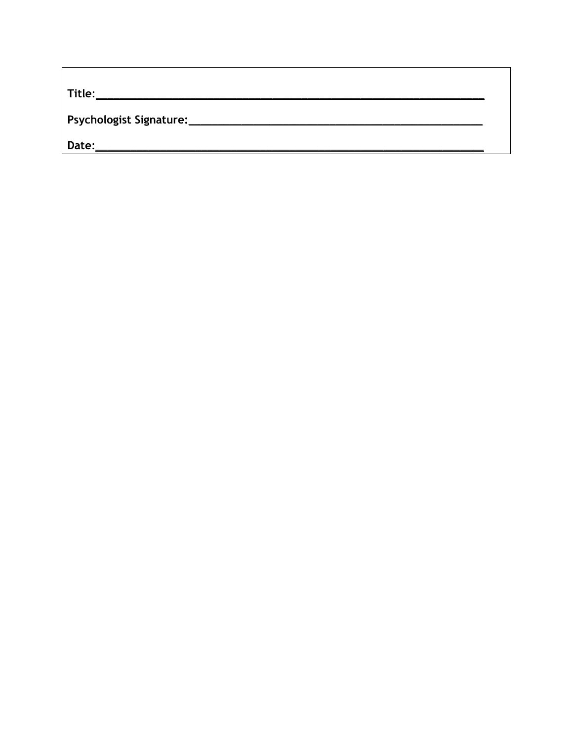**Title:**\_\_\_\_\_\_\_\_\_\_\_\_\_\_\_\_\_\_\_\_\_\_\_\_\_\_\_\_\_\_\_\_\_\_\_\_\_\_\_\_\_\_\_\_\_\_\_\_\_\_\_\_\_\_\_\_\_\_\_\_\_\_

**Psychologist Signature:**\_\_\_\_\_\_\_\_\_\_\_\_\_\_\_\_\_\_\_\_\_\_\_\_\_\_\_\_\_\_\_\_\_\_\_\_\_\_\_\_\_\_\_\_\_\_\_\_

**Date:**\_\_\_\_\_\_\_\_\_\_\_\_\_\_\_\_\_\_\_\_\_\_\_\_\_\_\_\_\_\_\_\_\_\_\_\_\_\_\_\_\_\_\_\_\_\_\_\_\_\_\_\_\_\_\_\_\_\_\_\_\_\_